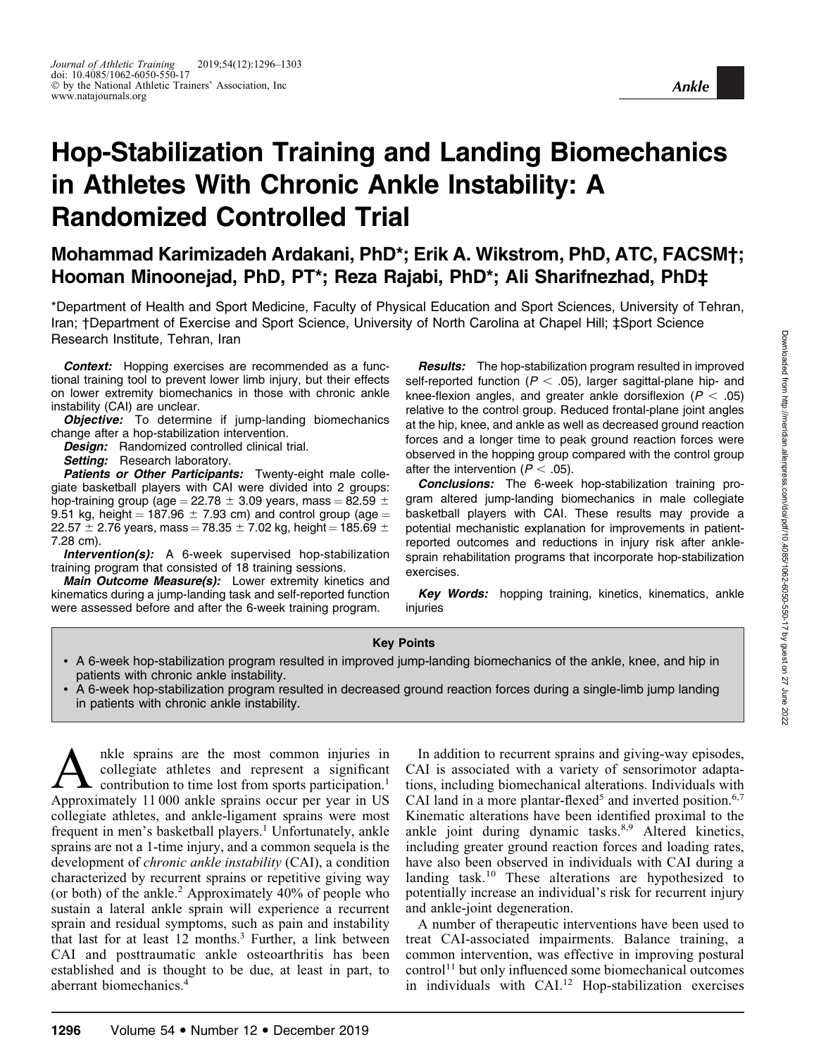# Hop-Stabilization Training and Landing Biomechanics in Athletes With Chronic Ankle Instability: A Randomized Controlled Trial

**Mohammad Karimizadeh Ardakani, PhD*; Erik A. Wikstrom, PhD, ATC, FACSM†; Hooman Minoonejad, PhD, PT*; Reza Rajabi, PhD*; Ali Sharifnezhad, PhD‡**

*Department of Health and Sport Medicine, Faculty of Physical Education and Sport Sciences, University of Tehran, Iran; †Department of Exercise and Sport Science, University of North Carolina at Chapel Hill; ‡Sport Science Research Institute, Tehran, Iran

***Context:*** Hopping exercises are recommended as a functional training tool to prevent lower limb injury, but their effects on lower extremity biomechanics in those with chronic ankle instability (CAI) are unclear.

***Objective:*** To determine if jump-landing biomechanics change after a hop-stabilization intervention.

***Design:*** Randomized controlled clinical trial.

***Setting:*** Research laboratory.

***Patients or Other Participants:*** Twenty-eight male collegiate basketball players with CAI were divided into 2 groups: hop-training group (age = 22.78 ± 3.09 years, mass = 82.59 ± 9.51 kg, height = 187.96 ± 7.93 cm) and control group (age = 22.57 ± 2.76 years, mass = 78.35 ± 7.02 kg, height = 185.69 ± 7.28 cm).

***Intervention(s):*** A 6-week supervised hop-stabilization training program that consisted of 18 training sessions.

***Main Outcome Measure(s):*** Lower extremity kinetics and kinematics during a jump-landing task and self-reported function were assessed before and after the 6-week training program.

***Results:*** The hop-stabilization program resulted in improved self-reported function ($P < .05$), larger sagittal-plane hip- and knee-flexion angles, and greater ankle dorsiflexion ($P < .05$) relative to the control group. Reduced frontal-plane joint angles at the hip, knee, and ankle as well as decreased ground reaction forces and a longer time to peak ground reaction forces were observed in the hopping group compared with the control group after the intervention ($P < .05$).

***Conclusions:*** The 6-week hop-stabilization training program altered jump-landing biomechanics in male collegiate basketball players with CAI. These results may provide a potential mechanistic explanation for improvements in patient-reported outcomes and reductions in injury risk after ankle-sprain rehabilitation programs that incorporate hop-stabilization exercises.

***Key Words:*** hopping training, kinetics, kinematics, ankle injuries

**Key Points**

- A 6-week hop-stabilization program resulted in improved jump-landing biomechanics of the ankle, knee, and hip in patients with chronic ankle instability.
- A 6-week hop-stabilization program resulted in decreased ground reaction forces during a single-limb jump landing in patients with chronic ankle instability.

Ankle sprains are the most common injuries in collegiate athletes and represent a significant contribution to time lost from sports participation.[1] Approximately 11 000 ankle sprains occur per year in US collegiate athletes, and ankle-ligament sprains were most frequent in men's basketball players.[1] Unfortunately, ankle sprains are not a 1-time injury, and a common sequela is the development of *chronic ankle instability* (CAI), a condition characterized by recurrent sprains or repetitive giving way (or both) of the ankle.[2] Approximately 40% of people who sustain a lateral ankle sprain will experience a recurrent sprain and residual symptoms, such as pain and instability that last for at least 12 months.[3] Further, a link between CAI and posttraumatic ankle osteoarthritis has been established and is thought to be due, at least in part, to aberrant biomechanics.[4]

In addition to recurrent sprains and giving-way episodes, CAI is associated with a variety of sensorimotor adaptations, including biomechanical alterations. Individuals with CAI land in a more plantar-flexed[5] and inverted position.[6,7] Kinematic alterations have been identified proximal to the ankle joint during dynamic tasks.[8,9] Altered kinetics, including greater ground reaction forces and loading rates, have also been observed in individuals with CAI during a landing task.[10] These alterations are hypothesized to potentially increase an individual's risk for recurrent injury and ankle-joint degeneration.

A number of therapeutic interventions have been used to treat CAI-associated impairments. Balance training, a common intervention, was effective in improving postural control[11] but only influenced some biomechanical outcomes in individuals with CAI.[12] Hop-stabilization exercises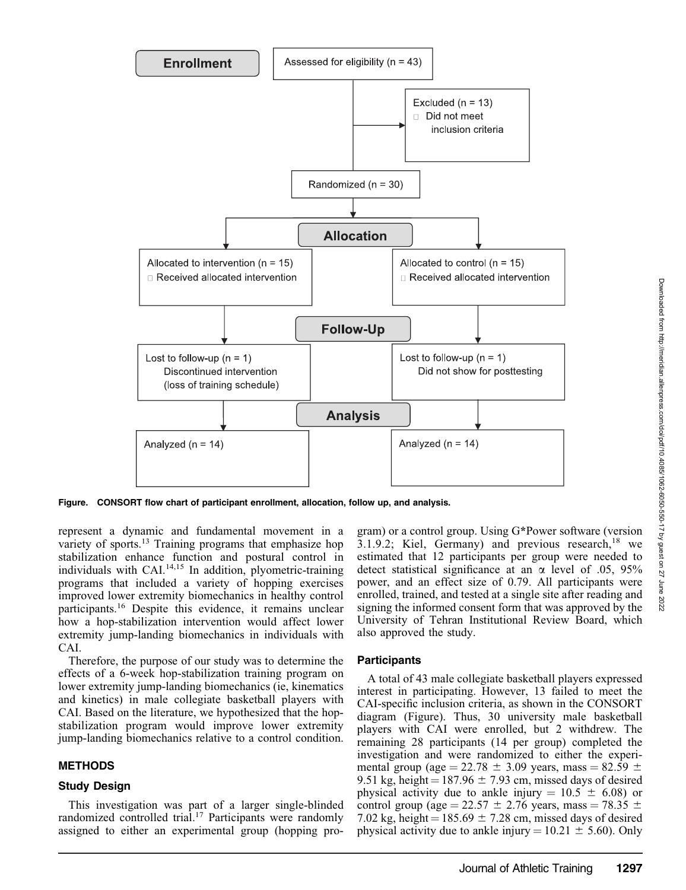Enrollment

Assessed for eligibility (n = 43)

Excluded (n = 13)
- Did not meet inclusion criteria

Randomized (n = 30)

Allocation

Allocated to intervention (n = 15)
- Received allocated intervention

Allocated to control (n = 15)
- Received allocated intervention

Follow-Up

Lost to follow-up (n = 1)
Discontinued intervention (loss of training schedule)

Lost to follow-up (n = 1)
Did not show for posttesting

Analysis

Analyzed (n = 14)

Analyzed (n = 14)

**Figure. CONSORT flow chart of participant enrollment, allocation, follow up, and analysis.**

represent a dynamic and fundamental movement in a variety of sports.[13] Training programs that emphasize hop stabilization enhance function and postural control in individuals with CAI.[14,15] In addition, plyometric-training programs that included a variety of hopping exercises improved lower extremity biomechanics in healthy control participants.[16] Despite this evidence, it remains unclear how a hop-stabilization intervention would affect lower extremity jump-landing biomechanics in individuals with CAI.

Therefore, the purpose of our study was to determine the effects of a 6-week hop-stabilization training program on lower extremity jump-landing biomechanics (ie, kinematics and kinetics) in male collegiate basketball players with CAI. Based on the literature, we hypothesized that the hop-stabilization program would improve lower extremity jump-landing biomechanics relative to a control condition.

## METHODS

### Study Design

This investigation was part of a larger single-blinded randomized controlled trial.[17] Participants were randomly assigned to either an experimental group (hopping program) or a control group. Using G*Power software (version 3.1.9.2; Kiel, Germany) and previous research,[18] we estimated that 12 participants per group were needed to detect statistical significance at an $\alpha$ level of .05, 95% power, and an effect size of 0.79. All participants were enrolled, trained, and tested at a single site after reading and signing the informed consent form that was approved by the University of Tehran Institutional Review Board, which also approved the study.

### Participants

A total of 43 male collegiate basketball players expressed interest in participating. However, 13 failed to meet the CAI-specific inclusion criteria, as shown in the CONSORT diagram (Figure). Thus, 30 university male basketball players with CAI were enrolled, but 2 withdrew. The remaining 28 participants (14 per group) completed the investigation and were randomized to either the experimental group (age = 22.78 $\pm$ 3.09 years, mass = 82.59 $\pm$ 9.51 kg, height = 187.96 $\pm$ 7.93 cm, missed days of desired physical activity due to ankle injury = 10.5 $\pm$ 6.08) or control group (age = 22.57 $\pm$ 2.76 years, mass = 78.35 $\pm$ 7.02 kg, height = 185.69 $\pm$ 7.28 cm, missed days of desired physical activity due to ankle injury = 10.21 $\pm$ 5.60). Only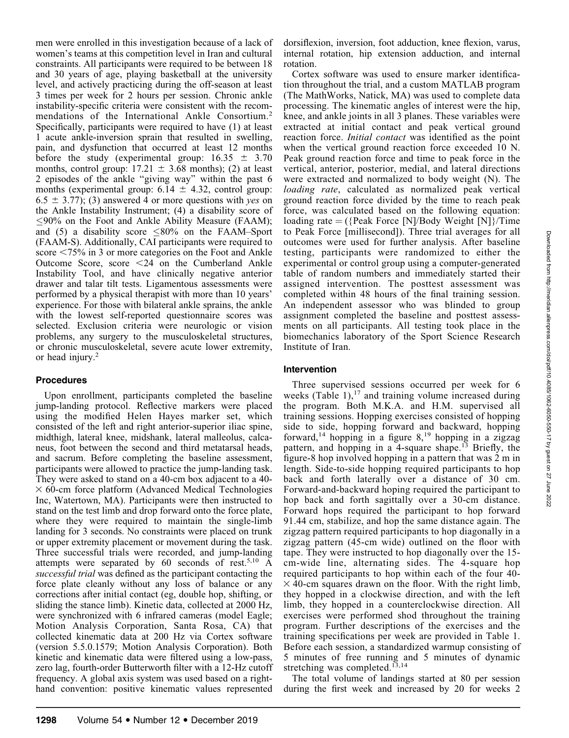men were enrolled in this investigation because of a lack of women's teams at this competition level in Iran and cultural constraints. All participants were required to be between 18 and 30 years of age, playing basketball at the university level, and actively practicing during the off-season at least 3 times per week for 2 hours per session. Chronic ankle instability-specific criteria were consistent with the recommendations of the International Ankle Consortium.[2] Specifically, participants were required to have (1) at least 1 acute ankle-inversion sprain that resulted in swelling, pain, and dysfunction that occurred at least 12 months before the study (experimental group: 16.35 ± 3.70 months, control group: 17.21 ± 3.68 months); (2) at least 2 episodes of the ankle "giving way" within the past 6 months (experimental group: 6.14 ± 4.32, control group: 6.5 ± 3.77); (3) answered 4 or more questions with *yes* on the Ankle Instability Instrument; (4) a disability score of ≤90% on the Foot and Ankle Ability Measure (FAAM); and (5) a disability score ≤80% on the FAAM–Sport (FAAM-S). Additionally, CAI participants were required to score <75% in 3 or more categories on the Foot and Ankle Outcome Score, score <24 on the Cumberland Ankle Instability Tool, and have clinically negative anterior drawer and talar tilt tests. Ligamentous assessments were performed by a physical therapist with more than 10 years' experience. For those with bilateral ankle sprains, the ankle with the lowest self-reported questionnaire scores was selected. Exclusion criteria were neurologic or vision problems, any surgery to the musculoskeletal structures, or chronic musculoskeletal, severe acute lower extremity, or head injury.[2]

## Procedures

Upon enrollment, participants completed the baseline jump-landing protocol. Reflective markers were placed using the modified Helen Hayes marker set, which consisted of the left and right anterior-superior iliac spine, midthigh, lateral knee, midshank, lateral malleolus, calcaneus, foot between the second and third metatarsal heads, and sacrum. Before completing the baseline assessment, participants were allowed to practice the jump-landing task. They were asked to stand on a 40-cm box adjacent to a 40- × 60-cm force platform (Advanced Medical Technologies Inc, Watertown, MA). Participants were then instructed to stand on the test limb and drop forward onto the force plate, where they were required to maintain the single-limb landing for 3 seconds. No constraints were placed on trunk or upper extremity placement or movement during the task. Three successful trials were recorded, and jump-landing attempts were separated by 60 seconds of rest.[5,10] A *successful trial* was defined as the participant contacting the force plate cleanly without any loss of balance or any corrections after initial contact (eg, double hop, shifting, or sliding the stance limb). Kinetic data, collected at 2000 Hz, were synchronized with 6 infrared cameras (model Eagle; Motion Analysis Corporation, Santa Rosa, CA) that collected kinematic data at 200 Hz via Cortex software (version 5.5.0.1579; Motion Analysis Corporation). Both kinetic and kinematic data were filtered using a low-pass, zero lag, fourth-order Butterworth filter with a 12-Hz cutoff frequency. A global axis system was used based on a right-hand convention: positive kinematic values represented dorsiflexion, inversion, foot adduction, knee flexion, varus, internal rotation, hip extension adduction, and internal rotation.

Cortex software was used to ensure marker identification throughout the trial, and a custom MATLAB program (The MathWorks, Natick, MA) was used to complete data processing. The kinematic angles of interest were the hip, knee, and ankle joints in all 3 planes. These variables were extracted at initial contact and peak vertical ground reaction force. *Initial contact* was identified as the point when the vertical ground reaction force exceeded 10 N. Peak ground reaction force and time to peak force in the vertical, anterior, posterior, medial, and lateral directions were extracted and normalized to body weight (N). The *loading rate*, calculated as normalized peak vertical ground reaction force divided by the time to reach peak force, was calculated based on the following equation: loading rate = ({Peak Force [N]/Body Weight [N]}/Time to Peak Force [millisecond]). Three trial averages for all outcomes were used for further analysis. After baseline testing, participants were randomized to either the experimental or control group using a computer-generated table of random numbers and immediately started their assigned intervention. The posttest assessment was completed within 48 hours of the final training session. An independent assessor who was blinded to group assignment completed the baseline and posttest assessments on all participants. All testing took place in the biomechanics laboratory of the Sport Science Research Institute of Iran.

## Intervention

Three supervised sessions occurred per week for 6 weeks (Table 1),[17] and training volume increased during the program. Both M.K.A. and H.M. supervised all training sessions. Hopping exercises consisted of hopping side to side, hopping forward and backward, hopping forward,[14] hopping in a figure 8,[19] hopping in a zigzag pattern, and hopping in a 4-square shape.[13] Briefly, the figure-8 hop involved hopping in a pattern that was 2 m in length. Side-to-side hopping required participants to hop back and forth laterally over a distance of 30 cm. Forward-and-backward hoping required the participant to hop back and forth sagittally over a 30-cm distance. Forward hops required the participant to hop forward 91.44 cm, stabilize, and hop the same distance again. The zigzag pattern required participants to hop diagonally in a zigzag pattern (45-cm wide) outlined on the floor with tape. They were instructed to hop diagonally over the 15-cm-wide line, alternating sides. The 4-square hop required participants to hop within each of the four 40- × 40-cm squares drawn on the floor. With the right limb, they hopped in a clockwise direction, and with the left limb, they hopped in a counterclockwise direction. All exercises were performed shod throughout the training program. Further descriptions of the exercises and the training specifications per week are provided in Table 1. Before each session, a standardized warmup consisting of 5 minutes of free running and 5 minutes of dynamic stretching was completed.[13,14]

The total volume of landings started at 80 per session during the first week and increased by 20 for weeks 2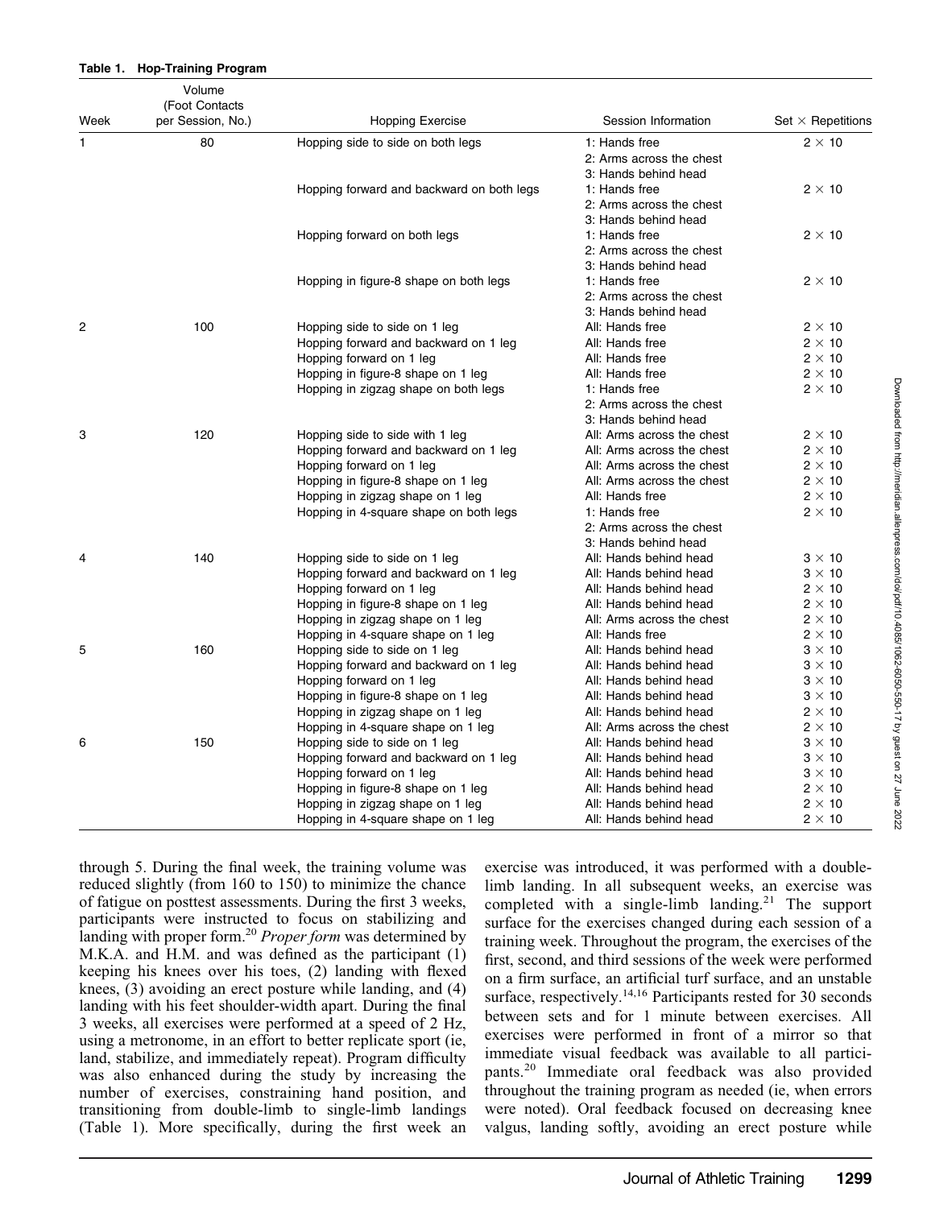**Table 1. Hop-Training Program**

| Week | Volume (Foot Contacts per Session, No.) | Hopping Exercise | Session Information | Set × Repetitions |
|---|---|---|---|---|
| 1 | 80 | Hopping side to side on both legs | 1: Hands free<br>2: Arms across the chest<br>3: Hands behind head | 2 × 10 |
| | | Hopping forward and backward on both legs | 1: Hands free<br>2: Arms across the chest<br>3: Hands behind head | 2 × 10 |
| | | Hopping forward on both legs | 1: Hands free<br>2: Arms across the chest<br>3: Hands behind head | 2 × 10 |
| | | Hopping in figure-8 shape on both legs | 1: Hands free<br>2: Arms across the chest<br>3: Hands behind head | 2 × 10 |
| 2 | 100 | Hopping side to side on 1 leg | All: Hands free | 2 × 10 |
| | | Hopping forward and backward on 1 leg | All: Hands free | 2 × 10 |
| | | Hopping forward on 1 leg | All: Hands free | 2 × 10 |
| | | Hopping in figure-8 shape on 1 leg | All: Hands free | 2 × 10 |
| | | Hopping in zigzag shape on both legs | 1: Hands free<br>2: Arms across the chest<br>3: Hands behind head | 2 × 10 |
| 3 | 120 | Hopping side to side with 1 leg | All: Arms across the chest | 2 × 10 |
| | | Hopping forward and backward on 1 leg | All: Arms across the chest | 2 × 10 |
| | | Hopping forward on 1 leg | All: Arms across the chest | 2 × 10 |
| | | Hopping in figure-8 shape on 1 leg | All: Arms across the chest | 2 × 10 |
| | | Hopping in zigzag shape on 1 leg | All: Hands free | 2 × 10 |
| | | Hopping in 4-square shape on both legs | 1: Hands free<br>2: Arms across the chest<br>3: Hands behind head | 2 × 10 |
| 4 | 140 | Hopping side to side on 1 leg | All: Hands behind head | 3 × 10 |
| | | Hopping forward and backward on 1 leg | All: Hands behind head | 3 × 10 |
| | | Hopping forward on 1 leg | All: Hands behind head | 2 × 10 |
| | | Hopping in figure-8 shape on 1 leg | All: Hands behind head | 2 × 10 |
| | | Hopping in zigzag shape on 1 leg | All: Arms across the chest | 2 × 10 |
| | | Hopping in 4-square shape on 1 leg | All: Hands free | 2 × 10 |
| 5 | 160 | Hopping side to side on 1 leg | All: Hands behind head | 3 × 10 |
| | | Hopping forward and backward on 1 leg | All: Hands behind head | 3 × 10 |
| | | Hopping forward on 1 leg | All: Hands behind head | 3 × 10 |
| | | Hopping in figure-8 shape on 1 leg | All: Hands behind head | 3 × 10 |
| | | Hopping in zigzag shape on 1 leg | All: Hands behind head | 2 × 10 |
| | | Hopping in 4-square shape on 1 leg | All: Arms across the chest | 2 × 10 |
| 6 | 150 | Hopping side to side on 1 leg | All: Hands behind head | 3 × 10 |
| | | Hopping forward and backward on 1 leg | All: Hands behind head | 3 × 10 |
| | | Hopping forward on 1 leg | All: Hands behind head | 3 × 10 |
| | | Hopping in figure-8 shape on 1 leg | All: Hands behind head | 2 × 10 |
| | | Hopping in zigzag shape on 1 leg | All: Hands behind head | 2 × 10 |
| | | Hopping in 4-square shape on 1 leg | All: Hands behind head | 2 × 10 |

through 5. During the final week, the training volume was reduced slightly (from 160 to 150) to minimize the chance of fatigue on posttest assessments. During the first 3 weeks, participants were instructed to focus on stabilizing and landing with proper form.[20] *Proper form* was determined by M.K.A. and H.M. and was defined as the participant (1) keeping his knees over his toes, (2) landing with flexed knees, (3) avoiding an erect posture while landing, and (4) landing with his feet shoulder-width apart. During the final 3 weeks, all exercises were performed at a speed of 2 Hz, using a metronome, in an effort to better replicate sport (ie, land, stabilize, and immediately repeat). Program difficulty was also enhanced during the study by increasing the number of exercises, constraining hand position, and transitioning from double-limb to single-limb landings (Table 1). More specifically, during the first week an exercise was introduced, it was performed with a double-limb landing. In all subsequent weeks, an exercise was completed with a single-limb landing.[21] The support surface for the exercises changed during each session of a training week. Throughout the program, the exercises of the first, second, and third sessions of the week were performed on a firm surface, an artificial turf surface, and an unstable surface, respectively.[14,16] Participants rested for 30 seconds between sets and for 1 minute between exercises. All exercises were performed in front of a mirror so that immediate visual feedback was available to all participants.[20] Immediate oral feedback was also provided throughout the training program as needed (ie, when errors were noted). Oral feedback focused on decreasing knee valgus, landing softly, avoiding an erect posture while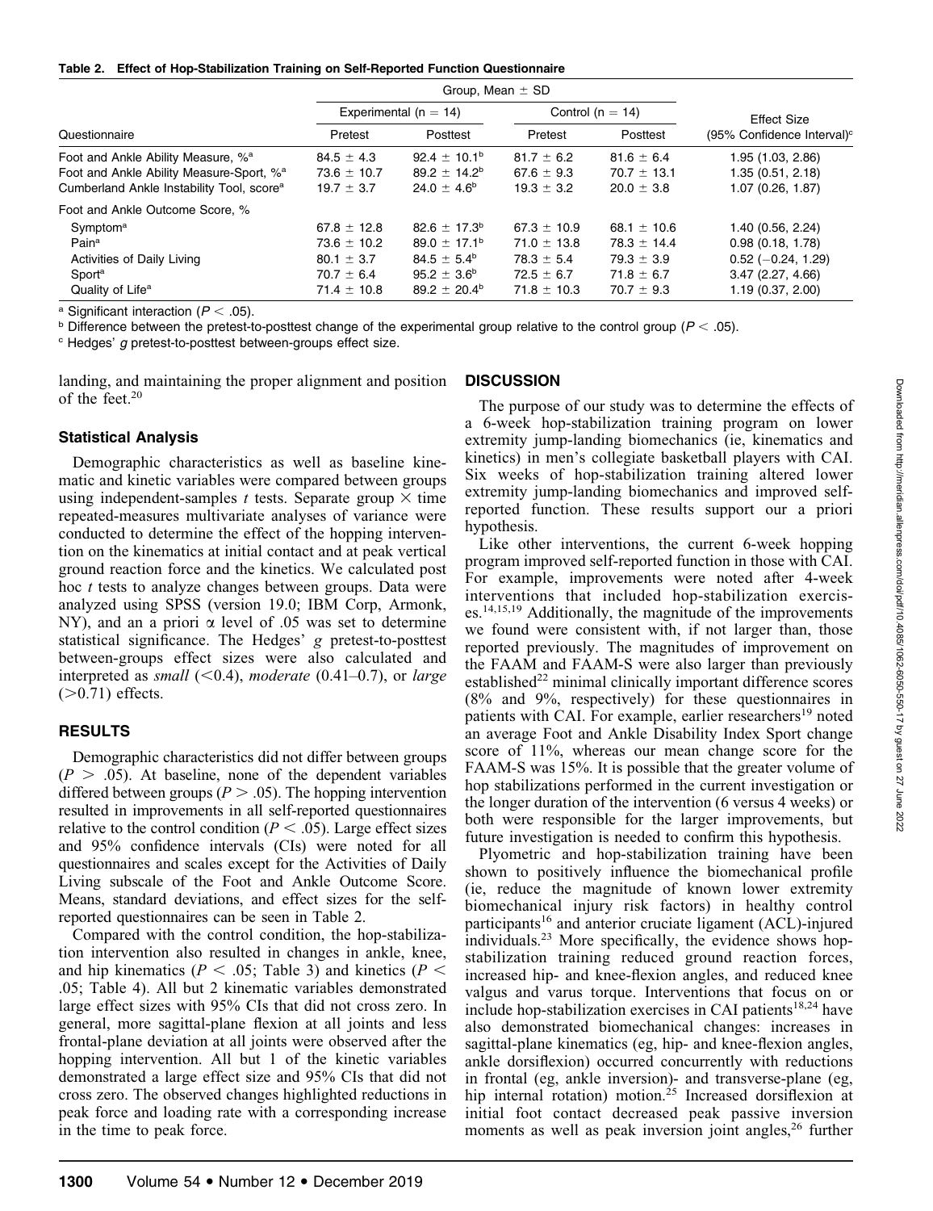**Table 2. Effect of Hop-Stabilization Training on Self-Reported Function Questionnaire**

| Questionnaire | Group, Mean ± SD | | | | Effect Size (95% Confidence Interval)[c] |
|---|---|---|---|---|---|
| | Experimental (n = 14) | | Control (n = 14) | | |
| | Pretest | Posttest | Pretest | Posttest | |
| Foot and Ankle Ability Measure, %[a] | 84.5 ± 4.3 | 92.4 ± 10.1[b] | 81.7 ± 6.2 | 81.6 ± 6.4 | 1.95 (1.03, 2.86) |
| Foot and Ankle Ability Measure-Sport, %[a] | 73.6 ± 10.7 | 89.2 ± 14.2[b] | 67.6 ± 9.3 | 70.7 ± 13.1 | 1.35 (0.51, 2.18) |
| Cumberland Ankle Instability Tool, score[a] | 19.7 ± 3.7 | 24.0 ± 4.6[b] | 19.3 ± 3.2 | 20.0 ± 3.8 | 1.07 (0.26, 1.87) |
| Foot and Ankle Outcome Score, % | | | | | |
| Symptom[a] | 67.8 ± 12.8 | 82.6 ± 17.3[b] | 67.3 ± 10.9 | 68.1 ± 10.6 | 1.40 (0.56, 2.24) |
| Pain[a] | 73.6 ± 10.2 | 89.0 ± 17.1[b] | 71.0 ± 13.8 | 78.3 ± 14.4 | 0.98 (0.18, 1.78) |
| Activities of Daily Living | 80.1 ± 3.7 | 84.5 ± 5.4[b] | 78.3 ± 5.4 | 79.3 ± 3.9 | 0.52 (−0.24, 1.29) |
| Sport[a] | 70.7 ± 6.4 | 95.2 ± 3.6[b] | 72.5 ± 6.7 | 71.8 ± 6.7 | 3.47 (2.27, 4.66) |
| Quality of Life[a] | 71.4 ± 10.8 | 89.2 ± 20.4[b] | 71.8 ± 10.3 | 70.7 ± 9.3 | 1.19 (0.37, 2.00) |

[a] Significant interaction ($P < .05$).
[b] Difference between the pretest-to-posttest change of the experimental group relative to the control group ($P < .05$).
[c] Hedges' *g* pretest-to-posttest between-groups effect size.

landing, and maintaining the proper alignment and position of the feet.[20]

### Statistical Analysis

Demographic characteristics as well as baseline kinematic and kinetic variables were compared between groups using independent-samples *t* tests. Separate group × time repeated-measures multivariate analyses of variance were conducted to determine the effect of the hopping intervention on the kinematics at initial contact and at peak vertical ground reaction force and the kinetics. We calculated post hoc *t* tests to analyze changes between groups. Data were analyzed using SPSS (version 19.0; IBM Corp, Armonk, NY), and an a priori $\alpha$ level of .05 was set to determine statistical significance. The Hedges' *g* pretest-to-posttest between-groups effect sizes were also calculated and interpreted as *small* (<0.4), *moderate* (0.41–0.7), or *large* (>0.71) effects.

## RESULTS

Demographic characteristics did not differ between groups ($P > .05$). At baseline, none of the dependent variables differed between groups ($P > .05$). The hopping intervention resulted in improvements in all self-reported questionnaires relative to the control condition ($P < .05$). Large effect sizes and 95% confidence intervals (CIs) were noted for all questionnaires and scales except for the Activities of Daily Living subscale of the Foot and Ankle Outcome Score. Means, standard deviations, and effect sizes for the self-reported questionnaires can be seen in Table 2.

Compared with the control condition, the hop-stabilization intervention also resulted in changes in ankle, knee, and hip kinematics ($P < .05$; Table 3) and kinetics ($P < .05$; Table 4). All but 2 kinematic variables demonstrated large effect sizes with 95% CIs that did not cross zero. In general, more sagittal-plane flexion at all joints and less frontal-plane deviation at all joints were observed after the hopping intervention. All but 1 of the kinetic variables demonstrated a large effect size and 95% CIs that did not cross zero. The observed changes highlighted reductions in peak force and loading rate with a corresponding increase in the time to peak force.

## DISCUSSION

The purpose of our study was to determine the effects of a 6-week hop-stabilization training program on lower extremity jump-landing biomechanics (ie, kinematics and kinetics) in men's collegiate basketball players with CAI. Six weeks of hop-stabilization training altered lower extremity jump-landing biomechanics and improved self-reported function. These results support our a priori hypothesis.

Like other interventions, the current 6-week hopping program improved self-reported function in those with CAI. For example, improvements were noted after 4-week interventions that included hop-stabilization exercises.[14,15,19] Additionally, the magnitude of the improvements we found were consistent with, if not larger than, those reported previously. The magnitudes of improvement on the FAAM and FAAM-S were also larger than previously established[22] minimal clinically important difference scores (8% and 9%, respectively) for these questionnaires in patients with CAI. For example, earlier researchers[19] noted an average Foot and Ankle Disability Index Sport change score of 11%, whereas our mean change score for the FAAM-S was 15%. It is possible that the greater volume of hop stabilizations performed in the current investigation or the longer duration of the intervention (6 versus 4 weeks) or both were responsible for the larger improvements, but future investigation is needed to confirm this hypothesis.

Plyometric and hop-stabilization training have been shown to positively influence the biomechanical profile (ie, reduce the magnitude of known lower extremity biomechanical injury risk factors) in healthy control participants[16] and anterior cruciate ligament (ACL)-injured individuals.[23] More specifically, the evidence shows hop-stabilization training reduced ground reaction forces, increased hip- and knee-flexion angles, and reduced knee valgus and varus torque. Interventions that focus on or include hop-stabilization exercises in CAI patients[18,24] have also demonstrated biomechanical changes: increases in sagittal-plane kinematics (eg, hip- and knee-flexion angles, ankle dorsiflexion) occurred concurrently with reductions in frontal (eg, ankle inversion)- and transverse-plane (eg, hip internal rotation) motion.[25] Increased dorsiflexion at initial foot contact decreased peak passive inversion moments as well as peak inversion joint angles,[26] further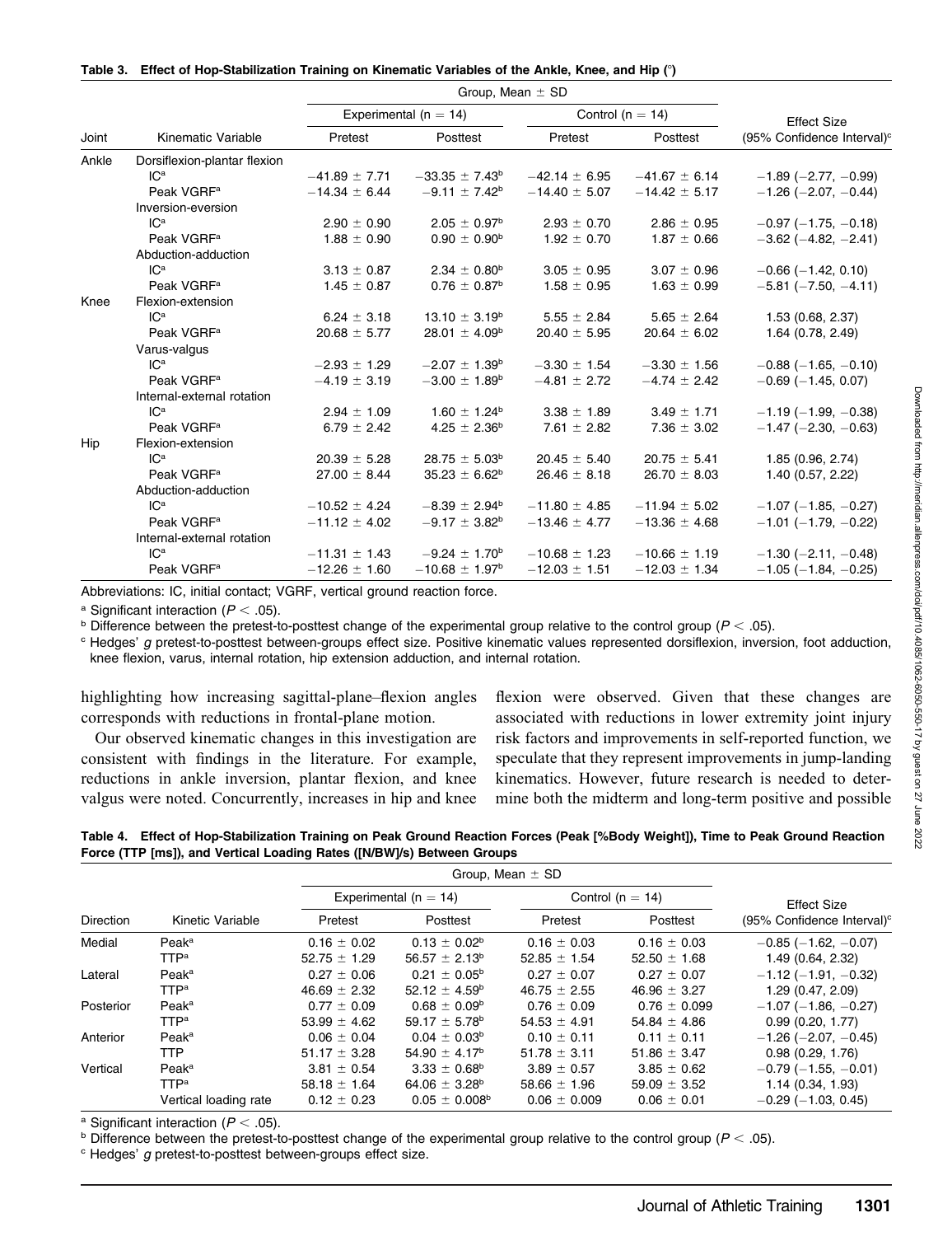**Table 3. Effect of Hop-Stabilization Training on Kinematic Variables of the Ankle, Knee, and Hip (°)**

| Joint | Kinematic Variable | Experimental (n = 14) Pretest | Experimental (n = 14) Posttest | Control (n = 14) Pretest | Control (n = 14) Posttest | Effect Size (95% Confidence Interval)[c] |
|---|---|---|---|---|---|---|
| Ankle | Dorsiflexion-plantar flexion | | | | | |
| | IC[a] | −41.89 ± 7.71 | −33.35 ± 7.43[b] | −42.14 ± 6.95 | −41.67 ± 6.14 | −1.89 (−2.77, −0.99) |
| | Peak VGRF[a] | −14.34 ± 6.44 | −9.11 ± 7.42[b] | −14.40 ± 5.07 | −14.42 ± 5.17 | −1.26 (−2.07, −0.44) |
| | Inversion-eversion | | | | | |
| | IC[a] | 2.90 ± 0.90 | 2.05 ± 0.97[b] | 2.93 ± 0.70 | 2.86 ± 0.95 | −0.97 (−1.75, −0.18) |
| | Peak VGRF[a] | 1.88 ± 0.90 | 0.90 ± 0.90[b] | 1.92 ± 0.70 | 1.87 ± 0.66 | −3.62 (−4.82, −2.41) |
| | Abduction-adduction | | | | | |
| | IC[a] | 3.13 ± 0.87 | 2.34 ± 0.80[b] | 3.05 ± 0.95 | 3.07 ± 0.96 | −0.66 (−1.42, 0.10) |
| | Peak VGRF[a] | 1.45 ± 0.87 | 0.76 ± 0.87[b] | 1.58 ± 0.95 | 1.63 ± 0.99 | −5.81 (−7.50, −4.11) |
| Knee | Flexion-extension | | | | | |
| | IC[a] | 6.24 ± 3.18 | 13.10 ± 3.19[b] | 5.55 ± 2.84 | 5.65 ± 2.64 | 1.53 (0.68, 2.37) |
| | Peak VGRF[a] | 20.68 ± 5.77 | 28.01 ± 4.09[b] | 20.40 ± 5.95 | 20.64 ± 6.02 | 1.64 (0.78, 2.49) |
| | Varus-valgus | | | | | |
| | IC[a] | −2.93 ± 1.29 | −2.07 ± 1.39[b] | −3.30 ± 1.54 | −3.30 ± 1.56 | −0.88 (−1.65, −0.10) |
| | Peak VGRF[a] | −4.19 ± 3.19 | −3.00 ± 1.89[b] | −4.81 ± 2.72 | −4.74 ± 2.42 | −0.69 (−1.45, 0.07) |
| | Internal-external rotation | | | | | |
| | IC[a] | 2.94 ± 1.09 | 1.60 ± 1.24[b] | 3.38 ± 1.89 | 3.49 ± 1.71 | −1.19 (−1.99, −0.38) |
| | Peak VGRF[a] | 6.79 ± 2.42 | 4.25 ± 2.36[b] | 7.61 ± 2.82 | 7.36 ± 3.02 | −1.47 (−2.30, −0.63) |
| Hip | Flexion-extension | | | | | |
| | IC[a] | 20.39 ± 5.28 | 28.75 ± 5.03[b] | 20.45 ± 5.40 | 20.75 ± 5.41 | 1.85 (0.96, 2.74) |
| | Peak VGRF[a] | 27.00 ± 8.44 | 35.23 ± 6.62[b] | 26.46 ± 8.18 | 26.70 ± 8.03 | 1.40 (0.57, 2.22) |
| | Abduction-adduction | | | | | |
| | IC[a] | −10.52 ± 4.24 | −8.39 ± 2.94[b] | −11.80 ± 4.85 | −11.94 ± 5.02 | −1.07 (−1.85, −0.27) |
| | Peak VGRF[a] | −11.12 ± 4.02 | −9.17 ± 3.82[b] | −13.46 ± 4.77 | −13.36 ± 4.68 | −1.01 (−1.79, −0.22) |
| | Internal-external rotation | | | | | |
| | IC[a] | −11.31 ± 1.43 | −9.24 ± 1.70[b] | −10.68 ± 1.23 | −10.66 ± 1.19 | −1.30 (−2.11, −0.48) |
| | Peak VGRF[a] | −12.26 ± 1.60 | −10.68 ± 1.97[b] | −12.03 ± 1.51 | −12.03 ± 1.34 | −1.05 (−1.84, −0.25) |

Abbreviations: IC, initial contact; VGRF, vertical ground reaction force.

[a] Significant interaction ($P < .05$).

[b] Difference between the pretest-to-posttest change of the experimental group relative to the control group ($P < .05$).

[c] Hedges' $g$ pretest-to-posttest between-groups effect size. Positive kinematic values represented dorsiflexion, inversion, foot adduction, knee flexion, varus, internal rotation, hip extension adduction, and internal rotation.

highlighting how increasing sagittal-plane–flexion angles corresponds with reductions in frontal-plane motion.

Our observed kinematic changes in this investigation are consistent with findings in the literature. For example, reductions in ankle inversion, plantar flexion, and knee valgus were noted. Concurrently, increases in hip and knee flexion were observed. Given that these changes are associated with reductions in lower extremity joint injury risk factors and improvements in self-reported function, we speculate that they represent improvements in jump-landing kinematics. However, future research is needed to determine both the midterm and long-term positive and possible

**Table 4. Effect of Hop-Stabilization Training on Peak Ground Reaction Forces (Peak [%Body Weight]), Time to Peak Ground Reaction Force (TTP [ms]), and Vertical Loading Rates ([N/BW]/s) Between Groups**

| Direction | Kinetic Variable | Experimental (n = 14) Pretest | Experimental (n = 14) Posttest | Control (n = 14) Pretest | Control (n = 14) Posttest | Effect Size (95% Confidence Interval)[c] |
|---|---|---|---|---|---|---|
| Medial | Peak[a] | 0.16 ± 0.02 | 0.13 ± 0.02[b] | 0.16 ± 0.03 | 0.16 ± 0.03 | −0.85 (−1.62, −0.07) |
| | TTP[a] | 52.75 ± 1.29 | 56.57 ± 2.13[b] | 52.85 ± 1.54 | 52.50 ± 1.68 | 1.49 (0.64, 2.32) |
| Lateral | Peak[a] | 0.27 ± 0.06 | 0.21 ± 0.05[b] | 0.27 ± 0.07 | 0.27 ± 0.07 | −1.12 (−1.91, −0.32) |
| | TTP[a] | 46.69 ± 2.32 | 52.12 ± 4.59[b] | 46.75 ± 2.55 | 46.96 ± 3.27 | 1.29 (0.47, 2.09) |
| Posterior | Peak[a] | 0.77 ± 0.09 | 0.68 ± 0.09[b] | 0.76 ± 0.09 | 0.76 ± 0.099 | −1.07 (−1.86, −0.27) |
| | TTP[a] | 53.99 ± 4.62 | 59.17 ± 5.78[b] | 54.53 ± 4.91 | 54.84 ± 4.86 | 0.99 (0.20, 1.77) |
| Anterior | Peak[a] | 0.06 ± 0.04 | 0.04 ± 0.03[b] | 0.10 ± 0.11 | 0.11 ± 0.11 | −1.26 (−2.07, −0.45) |
| | TTP | 51.17 ± 3.28 | 54.90 ± 4.17[b] | 51.78 ± 3.11 | 51.86 ± 3.47 | 0.98 (0.29, 1.76) |
| Vertical | Peak[a] | 3.81 ± 0.54 | 3.33 ± 0.68[b] | 3.89 ± 0.57 | 3.85 ± 0.62 | −0.79 (−1.55, −0.01) |
| | TTP[a] | 58.18 ± 1.64 | 64.06 ± 3.28[b] | 58.66 ± 1.96 | 59.09 ± 3.52 | 1.14 (0.34, 1.93) |
| | Vertical loading rate | 0.12 ± 0.23 | 0.05 ± 0.008[b] | 0.06 ± 0.009 | 0.06 ± 0.01 | −0.29 (−1.03, 0.45) |

[a] Significant interaction ($P < .05$).

[b] Difference between the pretest-to-posttest change of the experimental group relative to the control group ($P < .05$).

[c] Hedges' $g$ pretest-to-posttest between-groups effect size.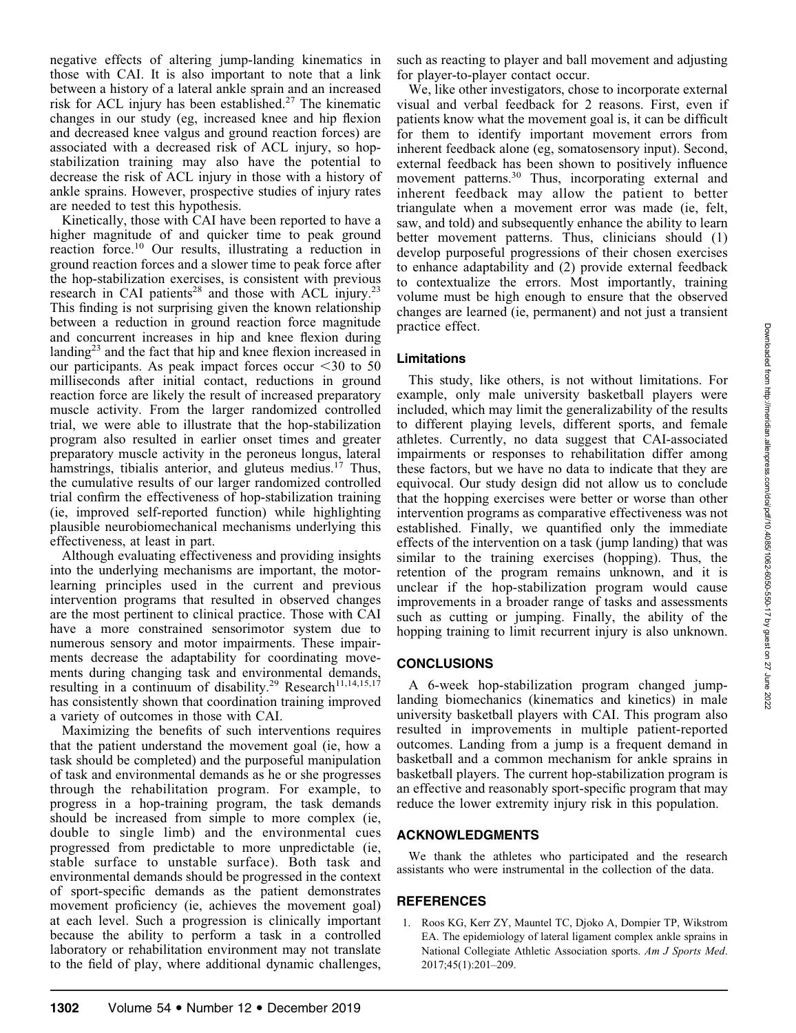negative effects of altering jump-landing kinematics in those with CAI. It is also important to note that a link between a history of a lateral ankle sprain and an increased risk for ACL injury has been established.[27] The kinematic changes in our study (eg, increased knee and hip flexion and decreased knee valgus and ground reaction forces) are associated with a decreased risk of ACL injury, so hop-stabilization training may also have the potential to decrease the risk of ACL injury in those with a history of ankle sprains. However, prospective studies of injury rates are needed to test this hypothesis.

Kinetically, those with CAI have been reported to have a higher magnitude of and quicker time to peak ground reaction force.[10] Our results, illustrating a reduction in ground reaction forces and a slower time to peak force after the hop-stabilization exercises, is consistent with previous research in CAI patients[28] and those with ACL injury.[23] This finding is not surprising given the known relationship between a reduction in ground reaction force magnitude and concurrent increases in hip and knee flexion during landing[23] and the fact that hip and knee flexion increased in our participants. As peak impact forces occur <30 to 50 milliseconds after initial contact, reductions in ground reaction force are likely the result of increased preparatory muscle activity. From the larger randomized controlled trial, we were able to illustrate that the hop-stabilization program also resulted in earlier onset times and greater preparatory muscle activity in the peroneus longus, lateral hamstrings, tibialis anterior, and gluteus medius.[17] Thus, the cumulative results of our larger randomized controlled trial confirm the effectiveness of hop-stabilization training (ie, improved self-reported function) while highlighting plausible neurobiomechanical mechanisms underlying this effectiveness, at least in part.

Although evaluating effectiveness and providing insights into the underlying mechanisms are important, the motor-learning principles used in the current and previous intervention programs that resulted in observed changes are the most pertinent to clinical practice. Those with CAI have a more constrained sensorimotor system due to numerous sensory and motor impairments. These impairments decrease the adaptability for coordinating movements during changing task and environmental demands, resulting in a continuum of disability.[29] Research[11,14,15,17] has consistently shown that coordination training improved a variety of outcomes in those with CAI.

Maximizing the benefits of such interventions requires that the patient understand the movement goal (ie, how a task should be completed) and the purposeful manipulation of task and environmental demands as he or she progresses through the rehabilitation program. For example, to progress in a hop-training program, the task demands should be increased from simple to more complex (ie, double to single limb) and the environmental cues progressed from predictable to more unpredictable (ie, stable surface to unstable surface). Both task and environmental demands should be progressed in the context of sport-specific demands as the patient demonstrates movement proficiency (ie, achieves the movement goal) at each level. Such a progression is clinically important because the ability to perform a task in a controlled laboratory or rehabilitation environment may not translate to the field of play, where additional dynamic challenges, such as reacting to player and ball movement and adjusting for player-to-player contact occur.

We, like other investigators, chose to incorporate external visual and verbal feedback for 2 reasons. First, even if patients know what the movement goal is, it can be difficult for them to identify important movement errors from inherent feedback alone (eg, somatosensory input). Second, external feedback has been shown to positively influence movement patterns.[30] Thus, incorporating external and inherent feedback may allow the patient to better triangulate when a movement error was made (ie, felt, saw, and told) and subsequently enhance the ability to learn better movement patterns. Thus, clinicians should (1) develop purposeful progressions of their chosen exercises to enhance adaptability and (2) provide external feedback to contextualize the errors. Most importantly, training volume must be high enough to ensure that the observed changes are learned (ie, permanent) and not just a transient practice effect.

### Limitations

This study, like others, is not without limitations. For example, only male university basketball players were included, which may limit the generalizability of the results to different playing levels, different sports, and female athletes. Currently, no data suggest that CAI-associated impairments or responses to rehabilitation differ among these factors, but we have no data to indicate that they are equivocal. Our study design did not allow us to conclude that the hopping exercises were better or worse than other intervention programs as comparative effectiveness was not established. Finally, we quantified only the immediate effects of the intervention on a task (jump landing) that was similar to the training exercises (hopping). Thus, the retention of the program remains unknown, and it is unclear if the hop-stabilization program would cause improvements in a broader range of tasks and assessments such as cutting or jumping. Finally, the ability of the hopping training to limit recurrent injury is also unknown.

## CONCLUSIONS

A 6-week hop-stabilization program changed jump-landing biomechanics (kinematics and kinetics) in male university basketball players with CAI. This program also resulted in improvements in multiple patient-reported outcomes. Landing from a jump is a frequent demand in basketball and a common mechanism for ankle sprains in basketball players. The current hop-stabilization program is an effective and reasonably sport-specific program that may reduce the lower extremity injury risk in this population.

## ACKNOWLEDGMENTS

We thank the athletes who participated and the research assistants who were instrumental in the collection of the data.

## REFERENCES

1. Roos KG, Kerr ZY, Mauntel TC, Djoko A, Dompier TP, Wikstrom EA. The epidemiology of lateral ligament complex ankle sprains in National Collegiate Athletic Association sports. *Am J Sports Med*. 2017;45(1):201–209.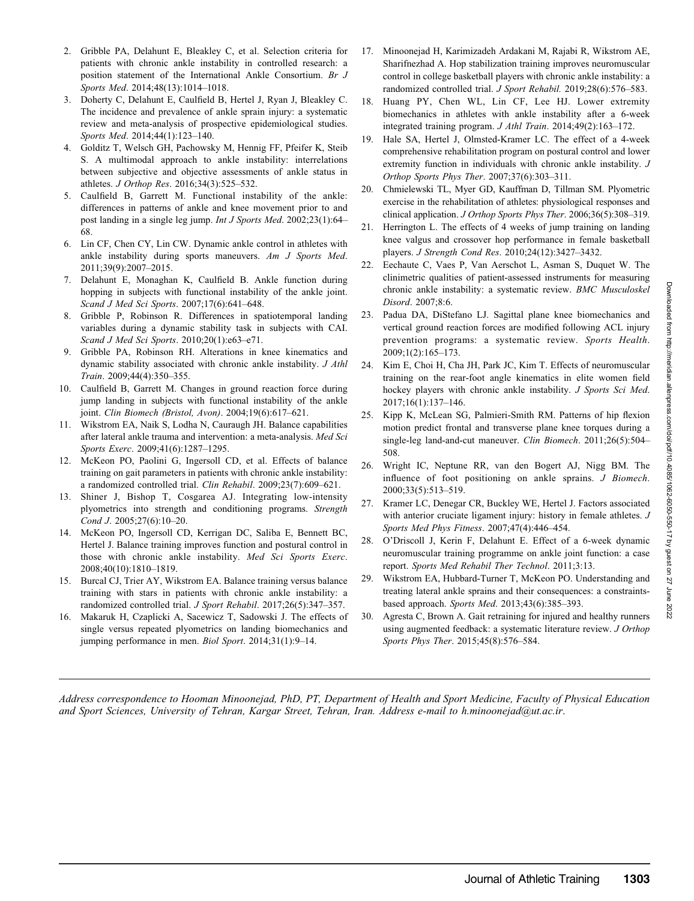2. Gribble PA, Delahunt E, Bleakley C, et al. Selection criteria for patients with chronic ankle instability in controlled research: a position statement of the International Ankle Consortium. *Br J Sports Med*. 2014;48(13):1014–1018.
3. Doherty C, Delahunt E, Caulfield B, Hertel J, Ryan J, Bleakley C. The incidence and prevalence of ankle sprain injury: a systematic review and meta-analysis of prospective epidemiological studies. *Sports Med*. 2014;44(1):123–140.
4. Golditz T, Welsch GH, Pachowsky M, Hennig FF, Pfeifer K, Steib S. A multimodal approach to ankle instability: interrelations between subjective and objective assessments of ankle status in athletes. *J Orthop Res*. 2016;34(3):525–532.
5. Caulfield B, Garrett M. Functional instability of the ankle: differences in patterns of ankle and knee movement prior to and post landing in a single leg jump. *Int J Sports Med*. 2002;23(1):64–68.
6. Lin CF, Chen CY, Lin CW. Dynamic ankle control in athletes with ankle instability during sports maneuvers. *Am J Sports Med*. 2011;39(9):2007–2015.
7. Delahunt E, Monaghan K, Caulfield B. Ankle function during hopping in subjects with functional instability of the ankle joint. *Scand J Med Sci Sports*. 2007;17(6):641–648.
8. Gribble P, Robinson R. Differences in spatiotemporal landing variables during a dynamic stability task in subjects with CAI. *Scand J Med Sci Sports*. 2010;20(1):e63–e71.
9. Gribble PA, Robinson RH. Alterations in knee kinematics and dynamic stability associated with chronic ankle instability. *J Athl Train*. 2009;44(4):350–355.
10. Caulfield B, Garrett M. Changes in ground reaction force during jump landing in subjects with functional instability of the ankle joint. *Clin Biomech (Bristol, Avon)*. 2004;19(6):617–621.
11. Wikstrom EA, Naik S, Lodha N, Cauraugh JH. Balance capabilities after lateral ankle trauma and intervention: a meta-analysis. *Med Sci Sports Exerc*. 2009;41(6):1287–1295.
12. McKeon PO, Paolini G, Ingersoll CD, et al. Effects of balance training on gait parameters in patients with chronic ankle instability: a randomized controlled trial. *Clin Rehabil*. 2009;23(7):609–621.
13. Shiner J, Bishop T, Cosgarea AJ. Integrating low-intensity plyometrics into strength and conditioning programs. *Strength Cond J*. 2005;27(6):10–20.
14. McKeon PO, Ingersoll CD, Kerrigan DC, Saliba E, Bennett BC, Hertel J. Balance training improves function and postural control in those with chronic ankle instability. *Med Sci Sports Exerc*. 2008;40(10):1810–1819.
15. Burcal CJ, Trier AY, Wikstrom EA. Balance training versus balance training with stars in patients with chronic ankle instability: a randomized controlled trial. *J Sport Rehabil*. 2017;26(5):347–357.
16. Makaruk H, Czaplicki A, Sacewicz T, Sadowski J. The effects of single versus repeated plyometrics on landing biomechanics and jumping performance in men. *Biol Sport*. 2014;31(1):9–14.
17. Minoonejad H, Karimizadeh Ardakani M, Rajabi R, Wikstrom AE, Sharifnezhad A. Hop stabilization training improves neuromuscular control in college basketball players with chronic ankle instability: a randomized controlled trial. *J Sport Rehabil.* 2019;28(6):576–583.
18. Huang PY, Chen WL, Lin CF, Lee HJ. Lower extremity biomechanics in athletes with ankle instability after a 6-week integrated training program. *J Athl Train*. 2014;49(2):163–172.
19. Hale SA, Hertel J, Olmsted-Kramer LC. The effect of a 4-week comprehensive rehabilitation program on postural control and lower extremity function in individuals with chronic ankle instability. *J Orthop Sports Phys Ther*. 2007;37(6):303–311.
20. Chmielewski TL, Myer GD, Kauffman D, Tillman SM. Plyometric exercise in the rehabilitation of athletes: physiological responses and clinical application. *J Orthop Sports Phys Ther*. 2006;36(5):308–319.
21. Herrington L. The effects of 4 weeks of jump training on landing knee valgus and crossover hop performance in female basketball players. *J Strength Cond Res*. 2010;24(12):3427–3432.
22. Eechaute C, Vaes P, Van Aerschot L, Asman S, Duquet W. The clinimetric qualities of patient-assessed instruments for measuring chronic ankle instability: a systematic review. *BMC Musculoskel Disord*. 2007;8:6.
23. Padua DA, DiStefano LJ. Sagittal plane knee biomechanics and vertical ground reaction forces are modified following ACL injury prevention programs: a systematic review. *Sports Health*. 2009;1(2):165–173.
24. Kim E, Choi H, Cha JH, Park JC, Kim T. Effects of neuromuscular training on the rear-foot angle kinematics in elite women field hockey players with chronic ankle instability. *J Sports Sci Med.* 2017;16(1):137–146.
25. Kipp K, McLean SG, Palmieri-Smith RM. Patterns of hip flexion motion predict frontal and transverse plane knee torques during a single-leg land-and-cut maneuver. *Clin Biomech*. 2011;26(5):504–508.
26. Wright IC, Neptune RR, van den Bogert AJ, Nigg BM. The influence of foot positioning on ankle sprains. *J Biomech*. 2000;33(5):513–519.
27. Kramer LC, Denegar CR, Buckley WE, Hertel J. Factors associated with anterior cruciate ligament injury: history in female athletes. *J Sports Med Phys Fitness*. 2007;47(4):446–454.
28. O'Driscoll J, Kerin F, Delahunt E. Effect of a 6-week dynamic neuromuscular training programme on ankle joint function: a case report. *Sports Med Rehabil Ther Technol*. 2011;3:13.
29. Wikstrom EA, Hubbard-Turner T, McKeon PO. Understanding and treating lateral ankle sprains and their consequences: a constraints-based approach. *Sports Med*. 2013;43(6):385–393.
30. Agresta C, Brown A. Gait retraining for injured and healthy runners using augmented feedback: a systematic literature review. *J Orthop Sports Phys Ther*. 2015;45(8):576–584.

*Address correspondence to Hooman Minoonejad, PhD, PT, Department of Health and Sport Medicine, Faculty of Physical Education and Sport Sciences, University of Tehran, Kargar Street, Tehran, Iran. Address e-mail to h.minoonejad@ut.ac.ir.*